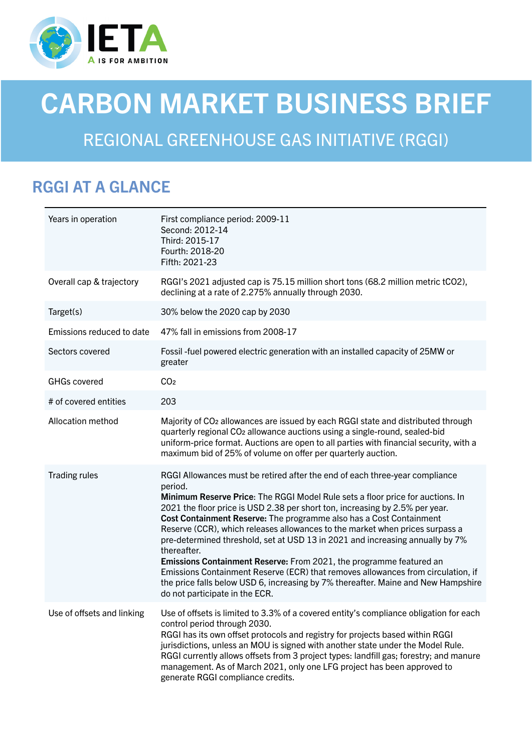IETA

A IS FOR AMBITION

# CARBON MARKET BUSINESS BRIEF

## REGIONAL GREENHOUSE GAS INITIATIVE (RGGI)

## RGGI AT A GLANCE

| | |
|---|---|
| Years in operation | First compliance period: 2009-11<br>Second: 2012-14<br>Third: 2015-17<br>Fourth: 2018-20<br>Fifth: 2021-23 |
| Overall cap & trajectory | RGGI's 2021 adjusted cap is 75.15 million short tons (68.2 million metric $tCO_2$), declining at a rate of 2.275% annually through 2030. |
| Target(s) | 30% below the 2020 cap by 2030 |
| Emissions reduced to date | 47% fall in emissions from 2008-17 |
| Sectors covered | Fossil -fuel powered electric generation with an installed capacity of 25MW or greater |
| GHGs covered | $CO_2$ |
| # of covered entities | 203 |
| Allocation method | Majority of $CO_2$ allowances are issued by each RGGI state and distributed through quarterly regional $CO_2$ allowance auctions using a single-round, sealed-bid uniform-price format. Auctions are open to all parties with financial security, with a maximum bid of 25% of volume on offer per quarterly auction. |
| Trading rules | RGGI Allowances must be retired after the end of each three-year compliance period.<br>**Minimum Reserve Price**: The RGGI Model Rule sets a floor price for auctions. In 2021 the floor price is USD 2.38 per short ton, increasing by 2.5% per year.<br>**Cost Containment Reserve:** The programme also has a Cost Containment Reserve (CCR), which releases allowances to the market when prices surpass a pre-determined threshold, set at USD 13 in 2021 and increasing annually by 7% thereafter.<br>**Emissions Containment Reserve:** From 2021, the programme featured an Emissions Containment Reserve (ECR) that removes allowances from circulation, if the price falls below USD 6, increasing by 7% thereafter. Maine and New Hampshire do not participate in the ECR. |
| Use of offsets and linking | Use of offsets is limited to 3.3% of a covered entity's compliance obligation for each control period through 2030.<br>RGGI has its own offset protocols and registry for projects based within RGGI jurisdictions, unless an MOU is signed with another state under the Model Rule.<br>RGGI currently allows offsets from 3 project types: landfill gas; forestry; and manure management. As of March 2021, only one LFG project has been approved to generate RGGI compliance credits. |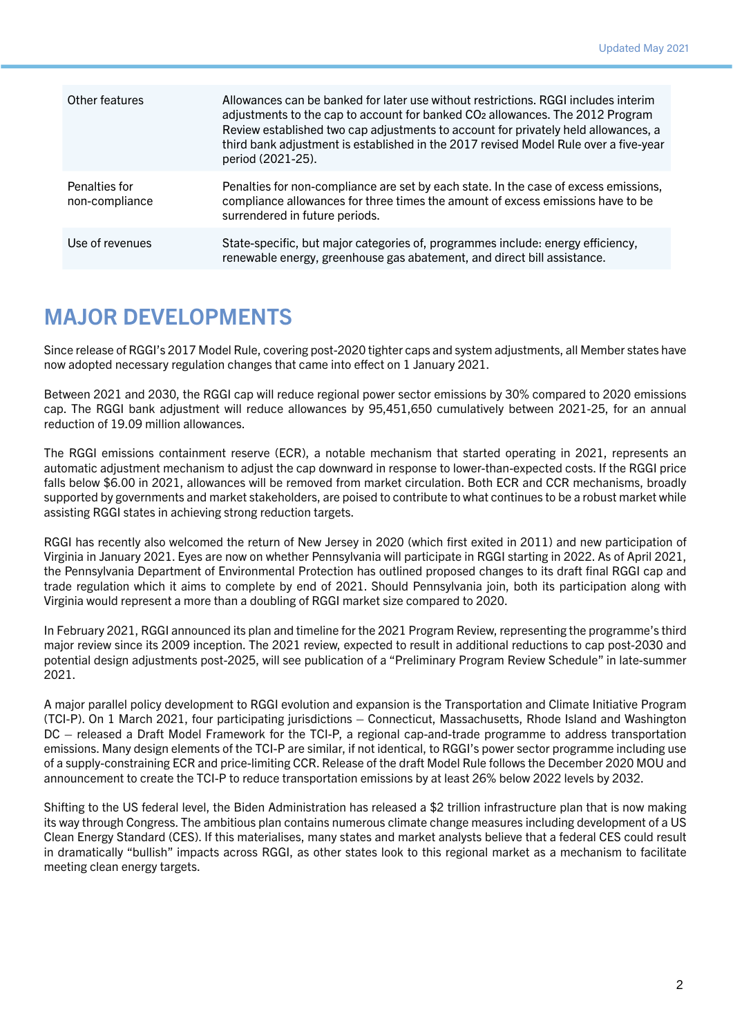| | |
|---|---|
| Other features | Allowances can be banked for later use without restrictions. RGGI includes interim adjustments to the cap to account for banked $CO_2$ allowances. The 2012 Program Review established two cap adjustments to account for privately held allowances, a third bank adjustment is established in the 2017 revised Model Rule over a five-year period (2021-25). |
| Penalties for non-compliance | Penalties for non-compliance are set by each state. In the case of excess emissions, compliance allowances for three times the amount of excess emissions have to be surrendered in future periods. |
| Use of revenues | State-specific, but major categories of, programmes include: energy efficiency, renewable energy, greenhouse gas abatement, and direct bill assistance. |

# MAJOR DEVELOPMENTS

Since release of RGGI's 2017 Model Rule, covering post-2020 tighter caps and system adjustments, all Member states have now adopted necessary regulation changes that came into effect on 1 January 2021.

Between 2021 and 2030, the RGGI cap will reduce regional power sector emissions by 30% compared to 2020 emissions cap. The RGGI bank adjustment will reduce allowances by 95,451,650 cumulatively between 2021-25, for an annual reduction of 19.09 million allowances.

The RGGI emissions containment reserve (ECR), a notable mechanism that started operating in 2021, represents an automatic adjustment mechanism to adjust the cap downward in response to lower-than-expected costs. If the RGGI price falls below $6.00 in 2021, allowances will be removed from market circulation. Both ECR and CCR mechanisms, broadly supported by governments and market stakeholders, are poised to contribute to what continues to be a robust market while assisting RGGI states in achieving strong reduction targets.

RGGI has recently also welcomed the return of New Jersey in 2020 (which first exited in 2011) and new participation of Virginia in January 2021. Eyes are now on whether Pennsylvania will participate in RGGI starting in 2022. As of April 2021, the Pennsylvania Department of Environmental Protection has outlined proposed changes to its draft final RGGI cap and trade regulation which it aims to complete by end of 2021. Should Pennsylvania join, both its participation along with Virginia would represent a more than a doubling of RGGI market size compared to 2020.

In February 2021, RGGI announced its plan and timeline for the 2021 Program Review, representing the programme's third major review since its 2009 inception. The 2021 review, expected to result in additional reductions to cap post-2030 and potential design adjustments post-2025, will see publication of a "Preliminary Program Review Schedule" in late-summer 2021.

A major parallel policy development to RGGI evolution and expansion is the Transportation and Climate Initiative Program (TCI-P). On 1 March 2021, four participating jurisdictions – Connecticut, Massachusetts, Rhode Island and Washington DC – released a Draft Model Framework for the TCI-P, a regional cap-and-trade programme to address transportation emissions. Many design elements of the TCI-P are similar, if not identical, to RGGI's power sector programme including use of a supply-constraining ECR and price-limiting CCR. Release of the draft Model Rule follows the December 2020 MOU and announcement to create the TCI-P to reduce transportation emissions by at least 26% below 2022 levels by 2032.

Shifting to the US federal level, the Biden Administration has released a $2 trillion infrastructure plan that is now making its way through Congress. The ambitious plan contains numerous climate change measures including development of a US Clean Energy Standard (CES). If this materialises, many states and market analysts believe that a federal CES could result in dramatically "bullish" impacts across RGGI, as other states look to this regional market as a mechanism to facilitate meeting clean energy targets.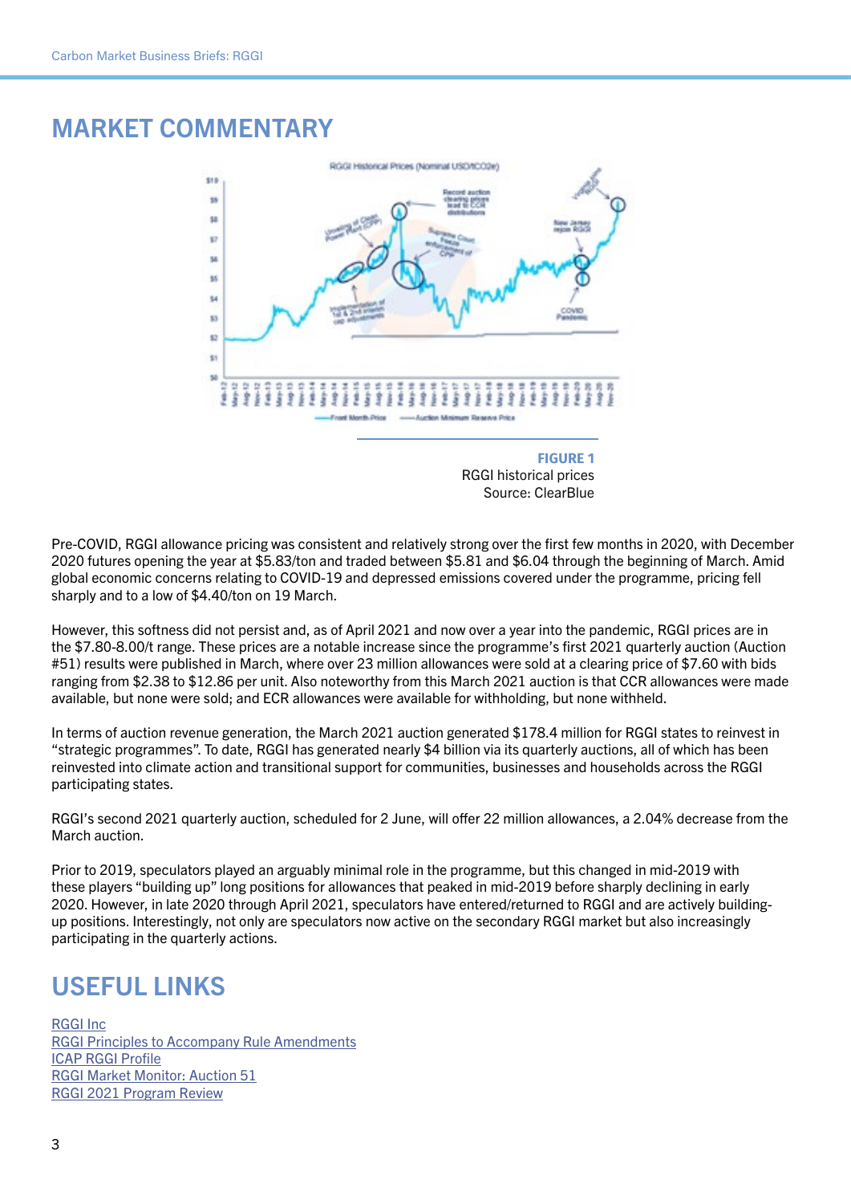## MARKET COMMENTARY

RGGI Historical Prices (Nominal USD/tCO2e)

$10
$9
$8
$7
$6
$5
$4
$3
$2
$1
$0

Unveiling of Clean Power Plant (CPP)

Record auction clearing prices lead to CCR distributions

Supreme Court freeze enforcement of CPP

Implementation of 1st & 2nd interim cap adjustments

Virginia joins RGGI

New Jersey rejoins RGGI

COVID Pandemic

Front Month Price
Auction Minimum Reserve Price

**FIGURE 1**
RGGI historical prices
Source: ClearBlue

Pre-COVID, RGGI allowance pricing was consistent and relatively strong over the first few months in 2020, with December 2020 futures opening the year at $5.83/ton and traded between $5.81 and $6.04 through the beginning of March. Amid global economic concerns relating to COVID-19 and depressed emissions covered under the programme, pricing fell sharply and to a low of $4.40/ton on 19 March.

However, this softness did not persist and, as of April 2021 and now over a year into the pandemic, RGGI prices are in the $7.80-8.00/t range. These prices are a notable increase since the programme's first 2021 quarterly auction (Auction #51) results were published in March, where over 23 million allowances were sold at a clearing price of $7.60 with bids ranging from $2.38 to $12.86 per unit. Also noteworthy from this March 2021 auction is that CCR allowances were made available, but none were sold; and ECR allowances were available for withholding, but none withheld.

In terms of auction revenue generation, the March 2021 auction generated $178.4 million for RGGI states to reinvest in "strategic programmes". To date, RGGI has generated nearly $4 billion via its quarterly auctions, all of which has been reinvested into climate action and transitional support for communities, businesses and households across the RGGI participating states.

RGGI's second 2021 quarterly auction, scheduled for 2 June, will offer 22 million allowances, a 2.04% decrease from the March auction.

Prior to 2019, speculators played an arguably minimal role in the programme, but this changed in mid-2019 with these players "building up" long positions for allowances that peaked in mid-2019 before sharply declining in early 2020. However, in late 2020 through April 2021, speculators have entered/returned to RGGI and are actively building-up positions. Interestingly, not only are speculators now active on the secondary RGGI market but also increasingly participating in the quarterly actions.

## USEFUL LINKS

RGGI Inc
RGGI Principles to Accompany Rule Amendments
ICAP RGGI Profile
RGGI Market Monitor: Auction 51
RGGI 2021 Program Review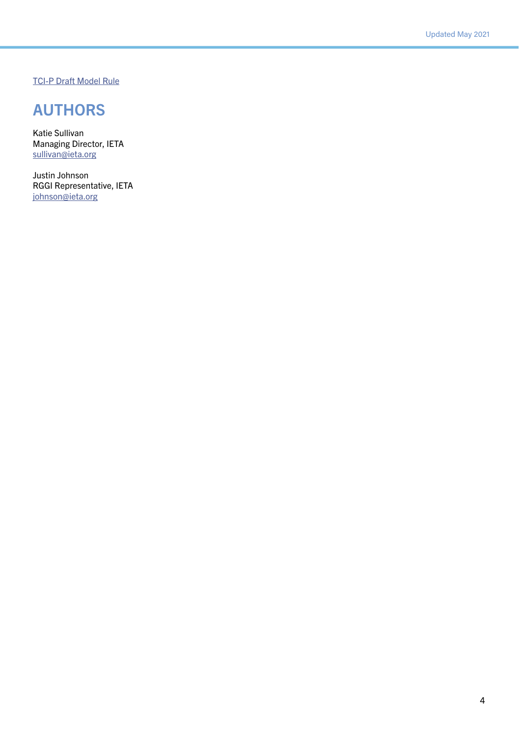[TCI-P Draft Model Rule]

## AUTHORS

Katie Sullivan
Managing Director, IETA
sullivan@ieta.org

Justin Johnson
RGGI Representative, IETA
johnson@ieta.org